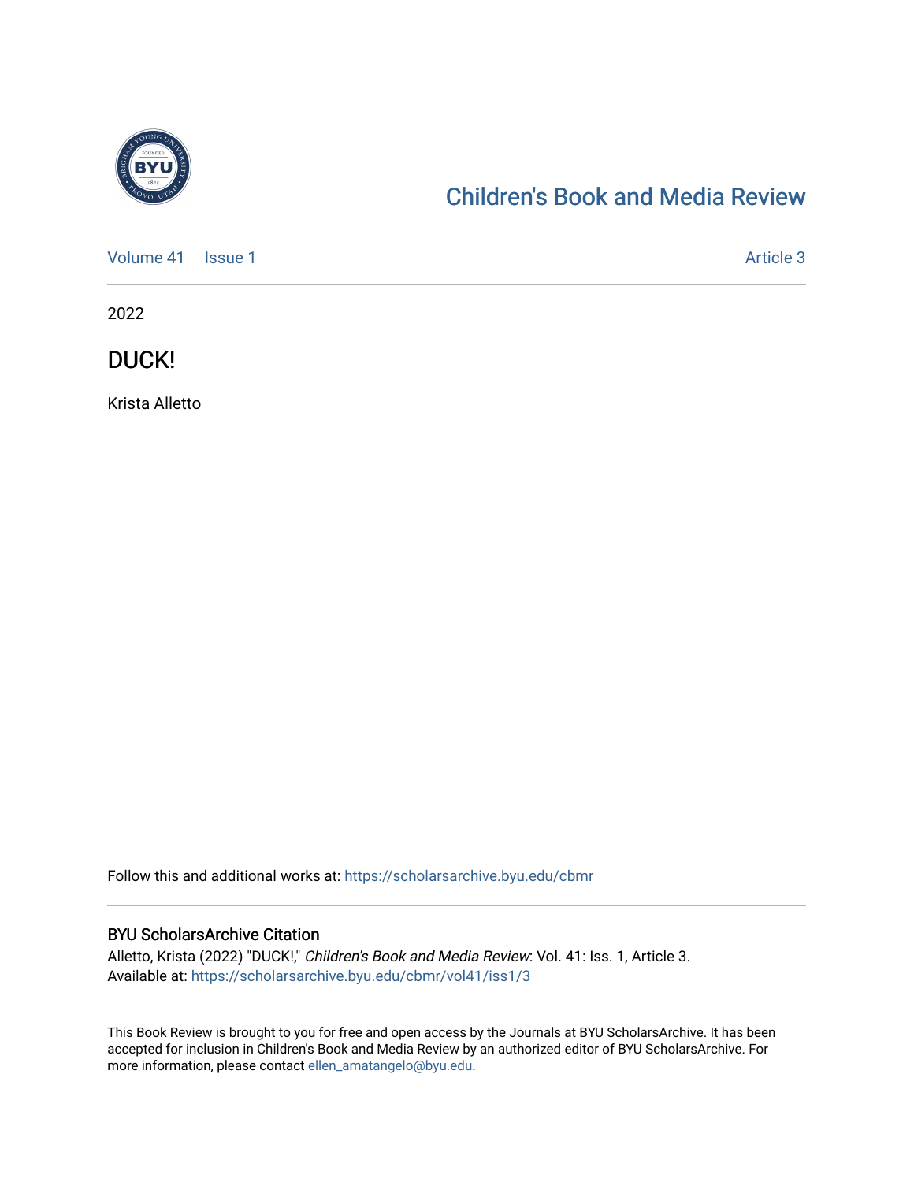[Children's Book and Media Review](https://scholarsarchive.byu.edu/cbmr)

[Volume 41](https://scholarsarchive.byu.edu/cbmr/vol41) | [Issue 1](https://scholarsarchive.byu.edu/cbmr/vol41/iss1) | [Article 3](https://scholarsarchive.byu.edu/cbmr/vol41/iss1/3)

2022

# DUCK!

Krista Alletto

Follow this and additional works at: https://scholarsarchive.byu.edu/cbmr

## BYU ScholarsArchive Citation

Alletto, Krista (2022) "DUCK!," *Children's Book and Media Review*: Vol. 41: Iss. 1, Article 3.
Available at: https://scholarsarchive.byu.edu/cbmr/vol41/iss1/3

This Book Review is brought to you for free and open access by the Journals at BYU ScholarsArchive. It has been accepted for inclusion in Children's Book and Media Review by an authorized editor of BYU ScholarsArchive. For more information, please contact ellen_amatangelo@byu.edu.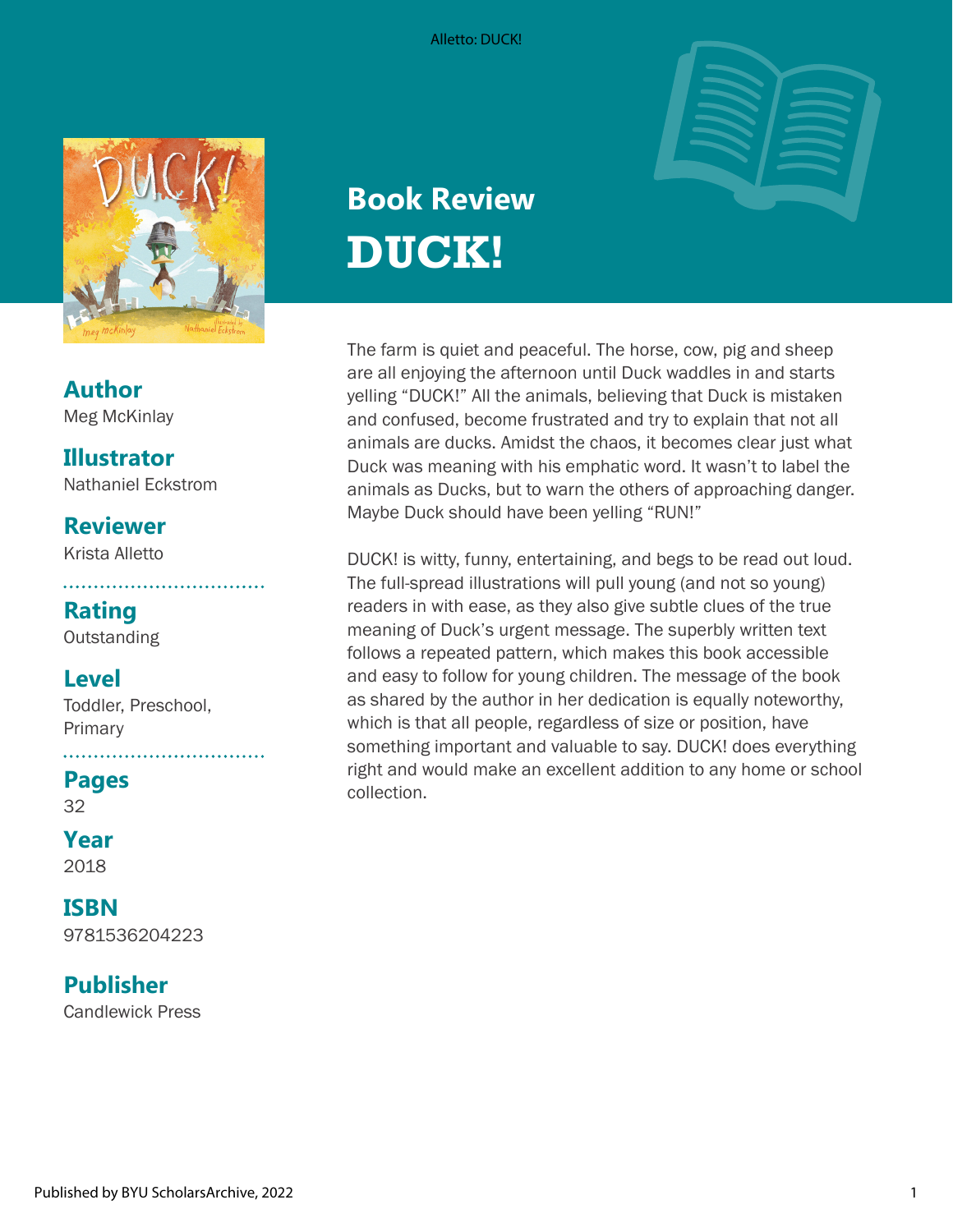# Book Review

# DUCK!

**Author**
Meg McKinlay

**Illustrator**
Nathaniel Eckstrom

**Reviewer**
Krista Alletto

**Rating**
Outstanding

**Level**
Toddler, Preschool, Primary

**Pages**
32

**Year**
2018

**ISBN**
9781536204223

**Publisher**
Candlewick Press

The farm is quiet and peaceful. The horse, cow, pig and sheep are all enjoying the afternoon until Duck waddles in and starts yelling "DUCK!" All the animals, believing that Duck is mistaken and confused, become frustrated and try to explain that not all animals are ducks. Amidst the chaos, it becomes clear just what Duck was meaning with his emphatic word. It wasn't to label the animals as Ducks, but to warn the others of approaching danger. Maybe Duck should have been yelling "RUN!"

DUCK! is witty, funny, entertaining, and begs to be read out loud. The full-spread illustrations will pull young (and not so young) readers in with ease, as they also give subtle clues of the true meaning of Duck's urgent message. The superbly written text follows a repeated pattern, which makes this book accessible and easy to follow for young children. The message of the book as shared by the author in her dedication is equally noteworthy, which is that all people, regardless of size or position, have something important and valuable to say. DUCK! does everything right and would make an excellent addition to any home or school collection.